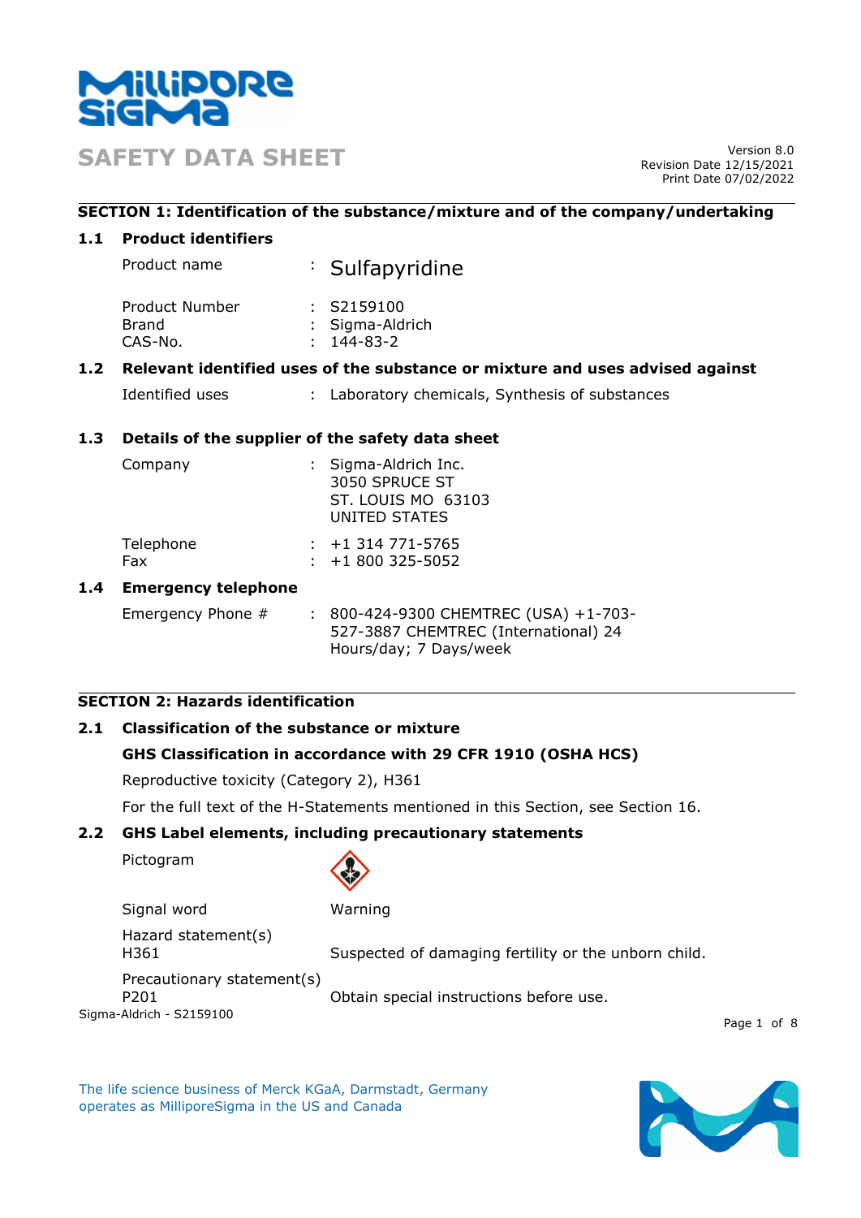# SAFETY DATA SHEET

Version 8.0
Revision Date 12/15/2021
Print Date 07/02/2022

## SECTION 1: Identification of the substance/mixture and of the company/undertaking

### 1.1 Product identifiers

| | | |
|---|---|---|
| Product name | : | Sulfapyridine |
| Product Number | : | S2159100 |
| Brand | : | Sigma-Aldrich |
| CAS-No. | : | 144-83-2 |

### 1.2 Relevant identified uses of the substance or mixture and uses advised against

| | | |
|---|---|---|
| Identified uses | : | Laboratory chemicals, Synthesis of substances |

### 1.3 Details of the supplier of the safety data sheet

| | | |
|---|---|---|
| Company | : | Sigma-Aldrich Inc.<br>3050 SPRUCE ST<br>ST. LOUIS MO 63103<br>UNITED STATES |
| Telephone | : | +1 314 771-5765 |
| Fax | : | +1 800 325-5052 |

### 1.4 Emergency telephone

| | | |
|---|---|---|
| Emergency Phone # | : | 800-424-9300 CHEMTREC (USA) +1-703-527-3887 CHEMTREC (International) 24 Hours/day; 7 Days/week |

## SECTION 2: Hazards identification

### 2.1 Classification of the substance or mixture

**GHS Classification in accordance with 29 CFR 1910 (OSHA HCS)**

Reproductive toxicity (Category 2), H361

For the full text of the H-Statements mentioned in this Section, see Section 16.

### 2.2 GHS Label elements, including precautionary statements

Pictogram

Signal word: Warning

Hazard statement(s)

H361 — Suspected of damaging fertility or the unborn child.

Precautionary statement(s)

P201 — Obtain special instructions before use.

Sigma-Aldrich - S2159100

The life science business of Merck KGaA, Darmstadt, Germany operates as MilliporeSigma in the US and Canada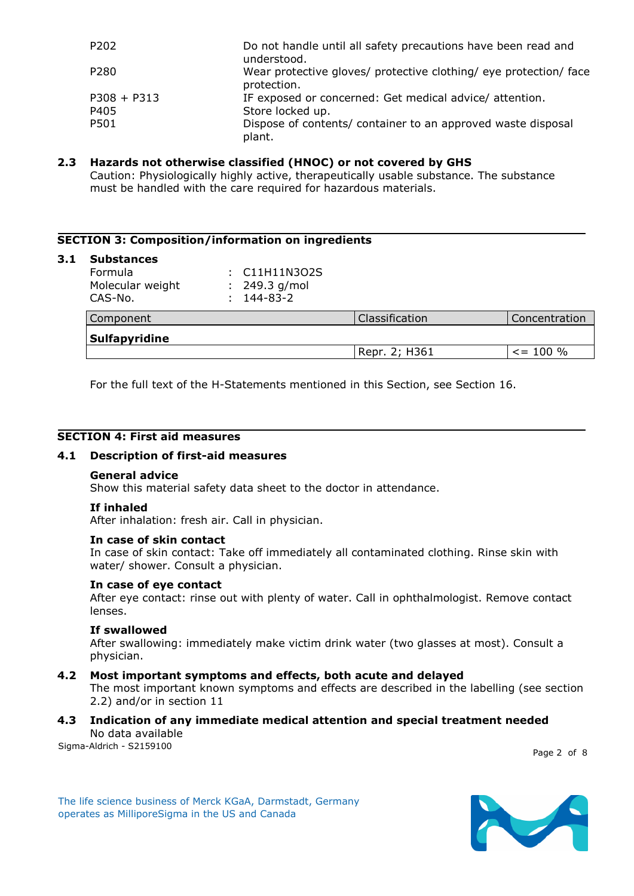| | |
|---|---|
| P202 | Do not handle until all safety precautions have been read and understood. |
| P280 | Wear protective gloves/ protective clothing/ eye protection/ face protection. |
| P308 + P313 | IF exposed or concerned: Get medical advice/ attention. |
| P405 | Store locked up. |
| P501 | Dispose of contents/ container to an approved waste disposal plant. |

## 2.3 Hazards not otherwise classified (HNOC) or not covered by GHS

Caution: Physiologically highly active, therapeutically usable substance. The substance must be handled with the care required for hazardous materials.

# SECTION 3: Composition/information on ingredients

## 3.1 Substances

Formula : $C_{11}H_{11}N_3O_2S$

Molecular weight : 249.3 g/mol

CAS-No. : 144-83-2

| Component | Classification | Concentration |
|---|---|---|
| **Sulfapyridine** | | |
| | Repr. 2; H361 | <= 100 % |

For the full text of the H-Statements mentioned in this Section, see Section 16.

# SECTION 4: First aid measures

## 4.1 Description of first-aid measures

**General advice**

Show this material safety data sheet to the doctor in attendance.

**If inhaled**

After inhalation: fresh air. Call in physician.

**In case of skin contact**

In case of skin contact: Take off immediately all contaminated clothing. Rinse skin with water/ shower. Consult a physician.

**In case of eye contact**

After eye contact: rinse out with plenty of water. Call in ophthalmologist. Remove contact lenses.

**If swallowed**

After swallowing: immediately make victim drink water (two glasses at most). Consult a physician.

## 4.2 Most important symptoms and effects, both acute and delayed

The most important known symptoms and effects are described in the labelling (see section 2.2) and/or in section 11

## 4.3 Indication of any immediate medical attention and special treatment needed

No data available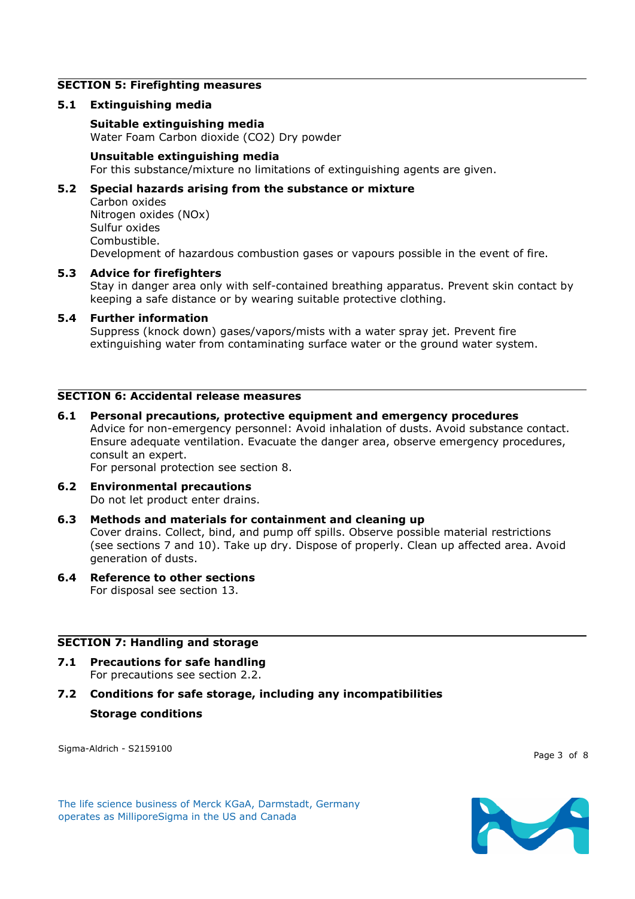## SECTION 5: Firefighting measures

### 5.1 Extinguishing media

**Suitable extinguishing media**
Water Foam Carbon dioxide ($CO_2$) Dry powder

**Unsuitable extinguishing media**
For this substance/mixture no limitations of extinguishing agents are given.

### 5.2 Special hazards arising from the substance or mixture

Carbon oxides
Nitrogen oxides (NOx)
Sulfur oxides
Combustible.
Development of hazardous combustion gases or vapours possible in the event of fire.

### 5.3 Advice for firefighters

Stay in danger area only with self-contained breathing apparatus. Prevent skin contact by keeping a safe distance or by wearing suitable protective clothing.

### 5.4 Further information

Suppress (knock down) gases/vapors/mists with a water spray jet. Prevent fire extinguishing water from contaminating surface water or the ground water system.

## SECTION 6: Accidental release measures

### 6.1 Personal precautions, protective equipment and emergency procedures

Advice for non-emergency personnel: Avoid inhalation of dusts. Avoid substance contact. Ensure adequate ventilation. Evacuate the danger area, observe emergency procedures, consult an expert.
For personal protection see section 8.

### 6.2 Environmental precautions

Do not let product enter drains.

### 6.3 Methods and materials for containment and cleaning up

Cover drains. Collect, bind, and pump off spills. Observe possible material restrictions (see sections 7 and 10). Take up dry. Dispose of properly. Clean up affected area. Avoid generation of dusts.

### 6.4 Reference to other sections

For disposal see section 13.

## SECTION 7: Handling and storage

### 7.1 Precautions for safe handling

For precautions see section 2.2.

### 7.2 Conditions for safe storage, including any incompatibilities

**Storage conditions**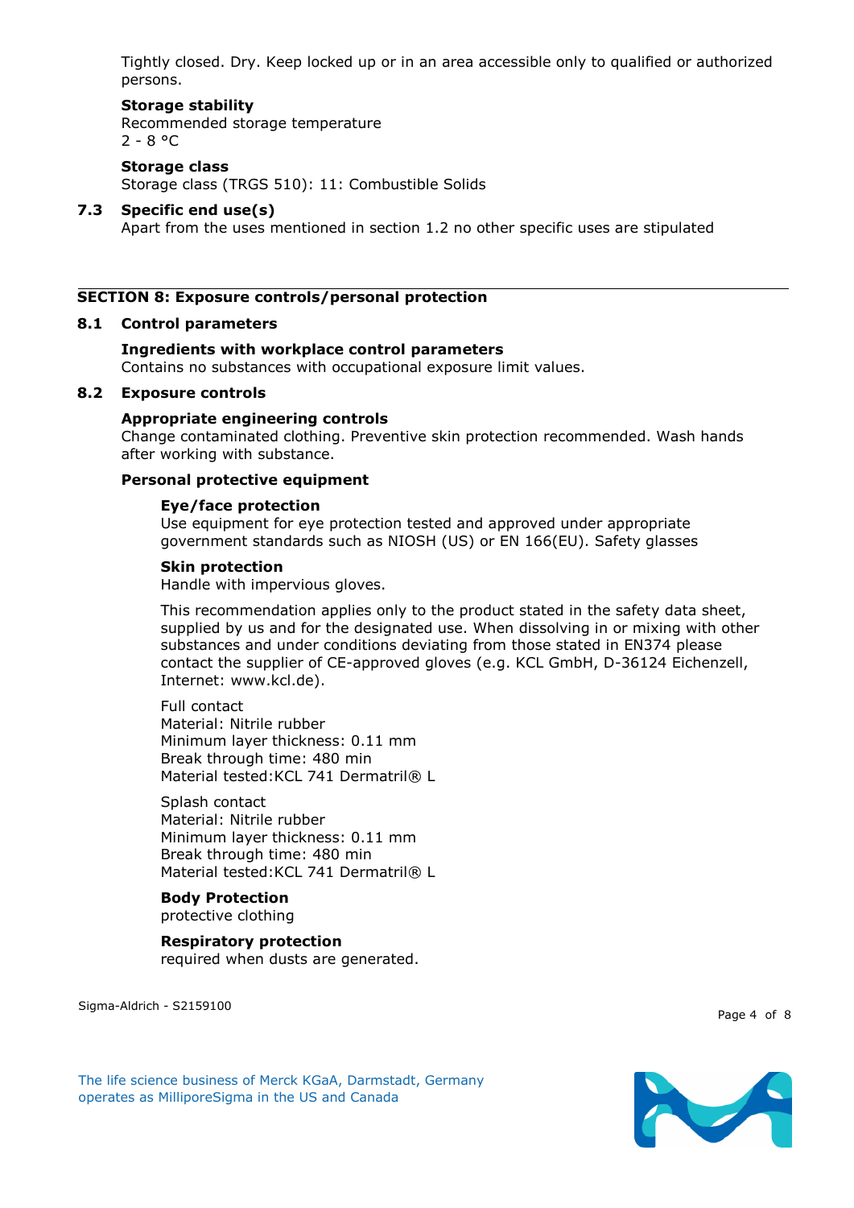Tightly closed. Dry. Keep locked up or in an area accessible only to qualified or authorized persons.

**Storage stability**
Recommended storage temperature
2 - 8 °C

**Storage class**
Storage class (TRGS 510): 11: Combustible Solids

### 7.3 Specific end use(s)

Apart from the uses mentioned in section 1.2 no other specific uses are stipulated

## SECTION 8: Exposure controls/personal protection

### 8.1 Control parameters

**Ingredients with workplace control parameters**
Contains no substances with occupational exposure limit values.

### 8.2 Exposure controls

**Appropriate engineering controls**
Change contaminated clothing. Preventive skin protection recommended. Wash hands after working with substance.

**Personal protective equipment**

**Eye/face protection**
Use equipment for eye protection tested and approved under appropriate government standards such as NIOSH (US) or EN 166(EU). Safety glasses

**Skin protection**
Handle with impervious gloves.

This recommendation applies only to the product stated in the safety data sheet, supplied by us and for the designated use. When dissolving in or mixing with other substances and under conditions deviating from those stated in EN374 please contact the supplier of CE-approved gloves (e.g. KCL GmbH, D-36124 Eichenzell, Internet: www.kcl.de).

Full contact
Material: Nitrile rubber
Minimum layer thickness: 0.11 mm
Break through time: 480 min
Material tested:KCL 741 Dermatril® L

Splash contact
Material: Nitrile rubber
Minimum layer thickness: 0.11 mm
Break through time: 480 min
Material tested:KCL 741 Dermatril® L

**Body Protection**
protective clothing

**Respiratory protection**
required when dusts are generated.

Sigma-Aldrich - S2159100

The life science business of Merck KGaA, Darmstadt, Germany operates as MilliporeSigma in the US and Canada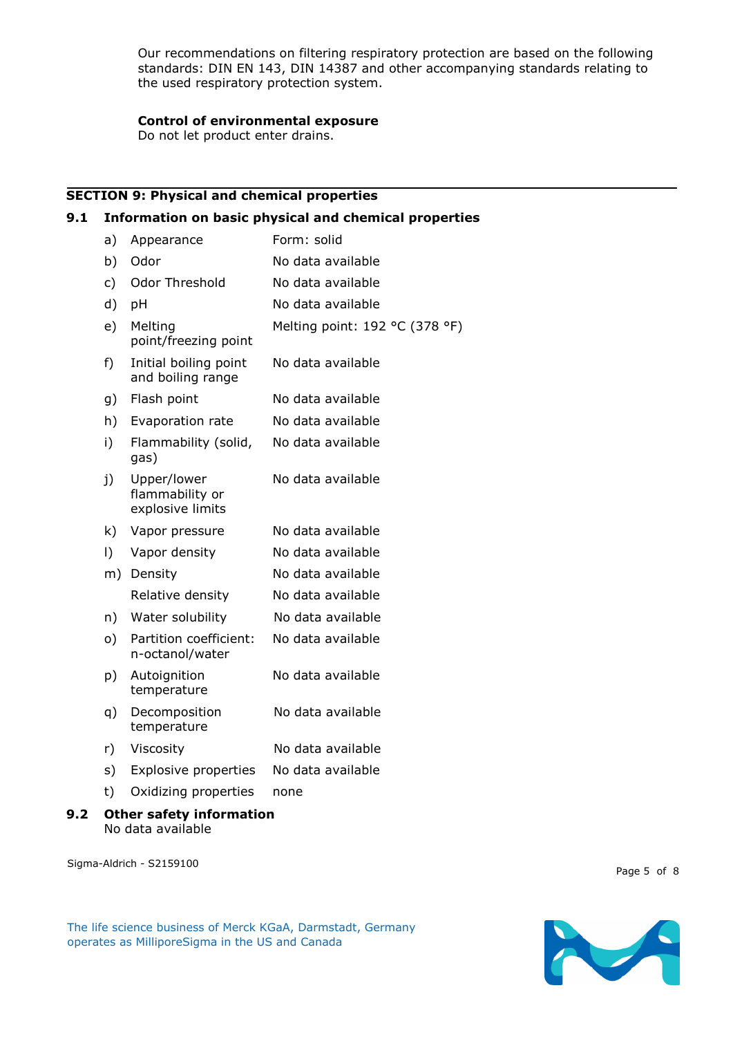Our recommendations on filtering respiratory protection are based on the following standards: DIN EN 143, DIN 14387 and other accompanying standards relating to the used respiratory protection system.

**Control of environmental exposure**
Do not let product enter drains.

## SECTION 9: Physical and chemical properties

### 9.1 Information on basic physical and chemical properties

| | Property | Value |
|---|---|---|
| a) | Appearance | Form: solid |
| b) | Odor | No data available |
| c) | Odor Threshold | No data available |
| d) | pH | No data available |
| e) | Melting point/freezing point | Melting point: 192 °C (378 °F) |
| f) | Initial boiling point and boiling range | No data available |
| g) | Flash point | No data available |
| h) | Evaporation rate | No data available |
| i) | Flammability (solid, gas) | No data available |
| j) | Upper/lower flammability or explosive limits | No data available |
| k) | Vapor pressure | No data available |
| l) | Vapor density | No data available |
| m) | Density | No data available |
| | Relative density | No data available |
| n) | Water solubility | No data available |
| o) | Partition coefficient: n-octanol/water | No data available |
| p) | Autoignition temperature | No data available |
| q) | Decomposition temperature | No data available |
| r) | Viscosity | No data available |
| s) | Explosive properties | No data available |
| t) | Oxidizing properties | none |

### 9.2 Other safety information

No data available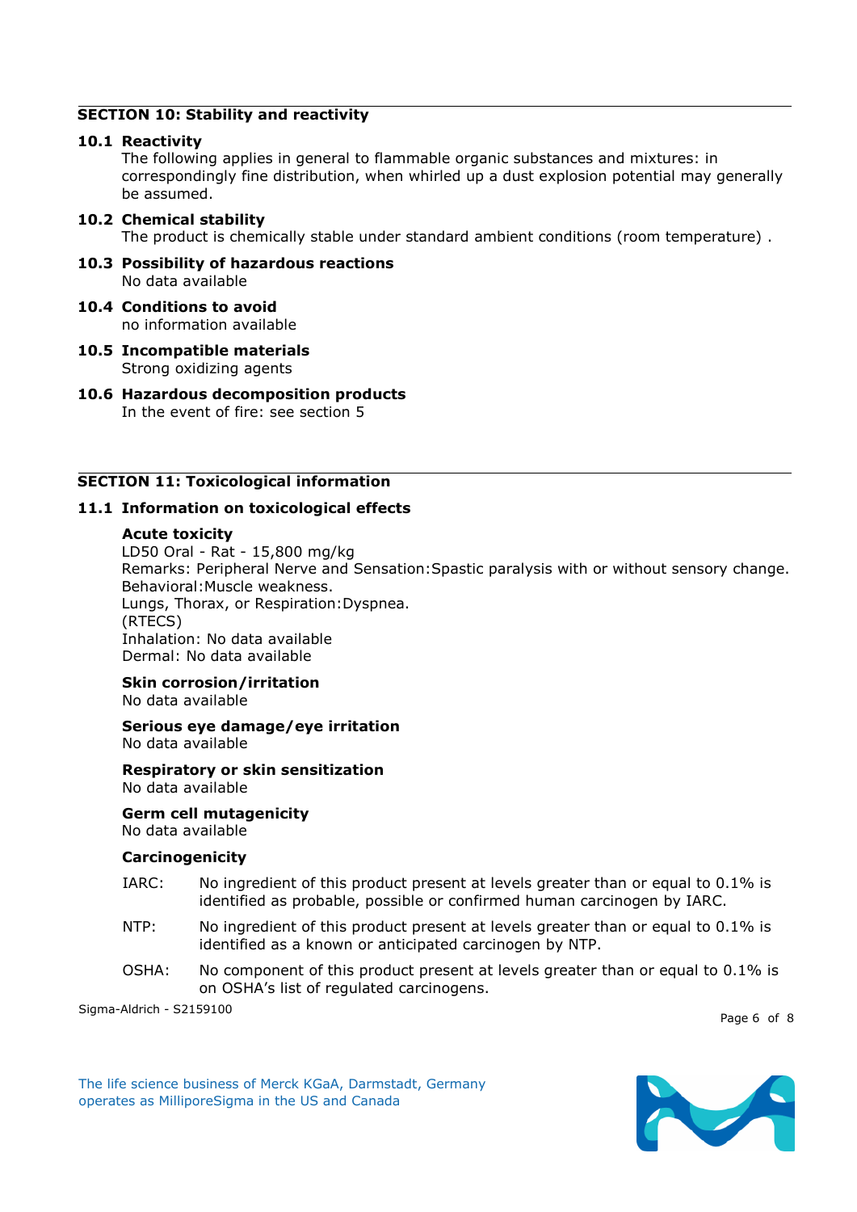## SECTION 10: Stability and reactivity

### 10.1 Reactivity

The following applies in general to flammable organic substances and mixtures: in correspondingly fine distribution, when whirled up a dust explosion potential may generally be assumed.

### 10.2 Chemical stability

The product is chemically stable under standard ambient conditions (room temperature) .

### 10.3 Possibility of hazardous reactions

No data available

### 10.4 Conditions to avoid

no information available

### 10.5 Incompatible materials

Strong oxidizing agents

### 10.6 Hazardous decomposition products

In the event of fire: see section 5

## SECTION 11: Toxicological information

### 11.1 Information on toxicological effects

**Acute toxicity**

LD50 Oral - Rat - 15,800 mg/kg
Remarks: Peripheral Nerve and Sensation:Spastic paralysis with or without sensory change.
Behavioral:Muscle weakness.
Lungs, Thorax, or Respiration:Dyspnea.
(RTECS)
Inhalation: No data available
Dermal: No data available

**Skin corrosion/irritation**

No data available

**Serious eye damage/eye irritation**

No data available

**Respiratory or skin sensitization**

No data available

**Germ cell mutagenicity**

No data available

**Carcinogenicity**

IARC: No ingredient of this product present at levels greater than or equal to 0.1% is identified as probable, possible or confirmed human carcinogen by IARC.

NTP: No ingredient of this product present at levels greater than or equal to 0.1% is identified as a known or anticipated carcinogen by NTP.

OSHA: No component of this product present at levels greater than or equal to 0.1% is on OSHA's list of regulated carcinogens.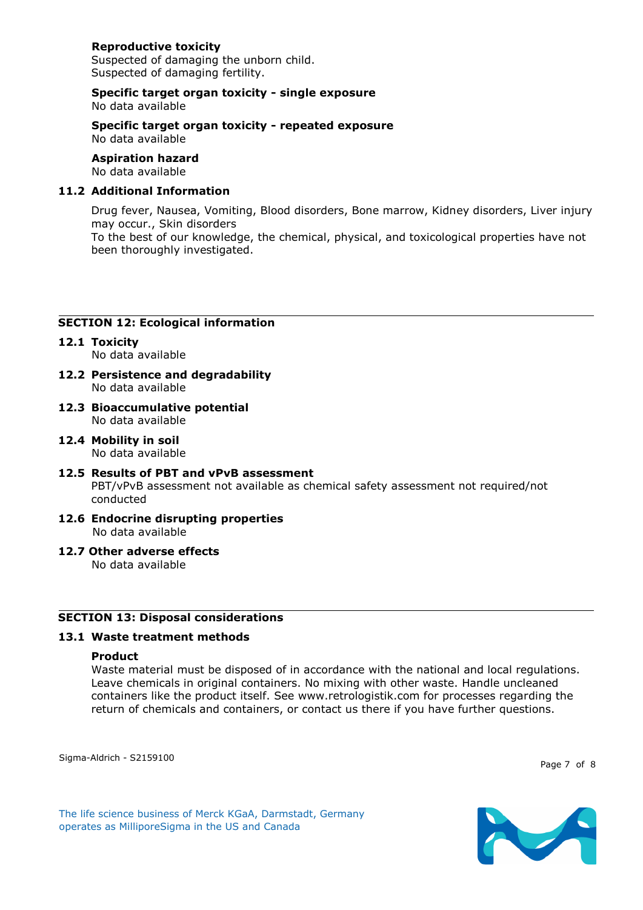**Reproductive toxicity**
Suspected of damaging the unborn child.
Suspected of damaging fertility.

**Specific target organ toxicity - single exposure**
No data available

**Specific target organ toxicity - repeated exposure**
No data available

**Aspiration hazard**
No data available

### 11.2 Additional Information

Drug fever, Nausea, Vomiting, Blood disorders, Bone marrow, Kidney disorders, Liver injury may occur., Skin disorders
To the best of our knowledge, the chemical, physical, and toxicological properties have not been thoroughly investigated.

## SECTION 12: Ecological information

### 12.1 Toxicity
No data available

### 12.2 Persistence and degradability
No data available

### 12.3 Bioaccumulative potential
No data available

### 12.4 Mobility in soil
No data available

### 12.5 Results of PBT and vPvB assessment
PBT/vPvB assessment not available as chemical safety assessment not required/not conducted

### 12.6 Endocrine disrupting properties
No data available

### 12.7 Other adverse effects
No data available

## SECTION 13: Disposal considerations

### 13.1 Waste treatment methods

**Product**
Waste material must be disposed of in accordance with the national and local regulations. Leave chemicals in original containers. No mixing with other waste. Handle uncleaned containers like the product itself. See www.retrologistik.com for processes regarding the return of chemicals and containers, or contact us there if you have further questions.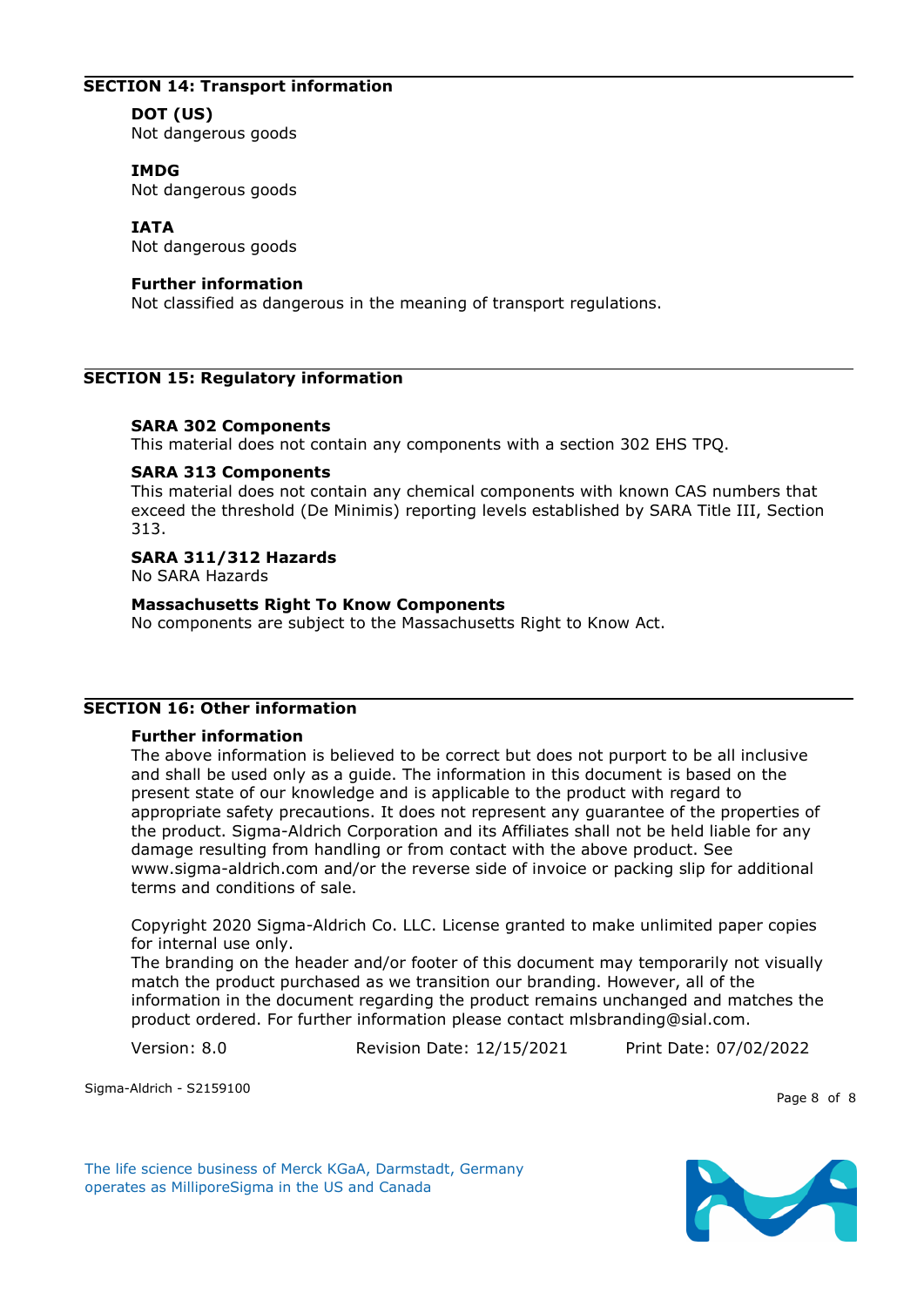## SECTION 14: Transport information

**DOT (US)**
Not dangerous goods

**IMDG**
Not dangerous goods

**IATA**
Not dangerous goods

**Further information**
Not classified as dangerous in the meaning of transport regulations.

## SECTION 15: Regulatory information

**SARA 302 Components**
This material does not contain any components with a section 302 EHS TPQ.

**SARA 313 Components**
This material does not contain any chemical components with known CAS numbers that exceed the threshold (De Minimis) reporting levels established by SARA Title III, Section 313.

**SARA 311/312 Hazards**
No SARA Hazards

**Massachusetts Right To Know Components**
No components are subject to the Massachusetts Right to Know Act.

## SECTION 16: Other information

**Further information**
The above information is believed to be correct but does not purport to be all inclusive and shall be used only as a guide. The information in this document is based on the present state of our knowledge and is applicable to the product with regard to appropriate safety precautions. It does not represent any guarantee of the properties of the product. Sigma-Aldrich Corporation and its Affiliates shall not be held liable for any damage resulting from handling or from contact with the above product. See www.sigma-aldrich.com and/or the reverse side of invoice or packing slip for additional terms and conditions of sale.

Copyright 2020 Sigma-Aldrich Co. LLC. License granted to make unlimited paper copies for internal use only.
The branding on the header and/or footer of this document may temporarily not visually match the product purchased as we transition our branding. However, all of the information in the document regarding the product remains unchanged and matches the product ordered. For further information please contact mlsbranding@sial.com.

Version: 8.0 Revision Date: 12/15/2021 Print Date: 07/02/2022